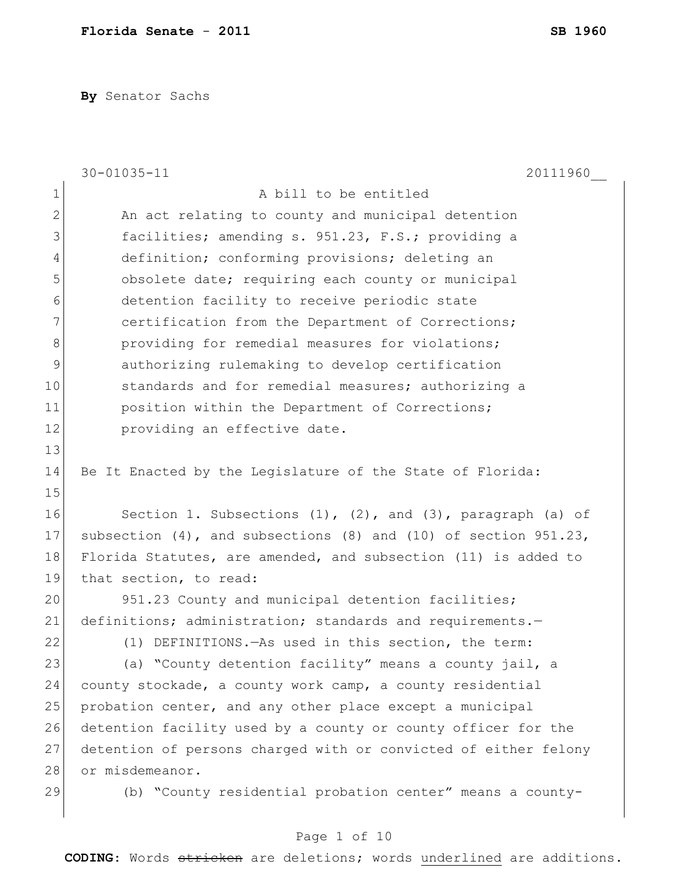**By** Senator Sachs

30-01035-11 20111960__

A bill to be entitled

An act relating to county and municipal detention facilities; amending s. 951.23, F.S.; providing a definition; conforming provisions; deleting an obsolete date; requiring each county or municipal detention facility to receive periodic state certification from the Department of Corrections; providing for remedial measures for violations; authorizing rulemaking to develop certification standards and for remedial measures; authorizing a position within the Department of Corrections; providing an effective date.

Be It Enacted by the Legislature of the State of Florida:

Section 1. Subsections (1), (2), and (3), paragraph (a) of subsection (4), and subsections (8) and (10) of section 951.23, Florida Statutes, are amended, and subsection (11) is added to that section, to read:

951.23 County and municipal detention facilities; definitions; administration; standards and requirements.—

(1) DEFINITIONS.—As used in this section, the term:

(a) "County detention facility" means a county jail, a county stockade, a county work camp, a county residential probation center, and any other place except a municipal detention facility used by a county or county officer for the detention of persons charged with or convicted of either felony or misdemeanor.

(b) "County residential probation center" means a county-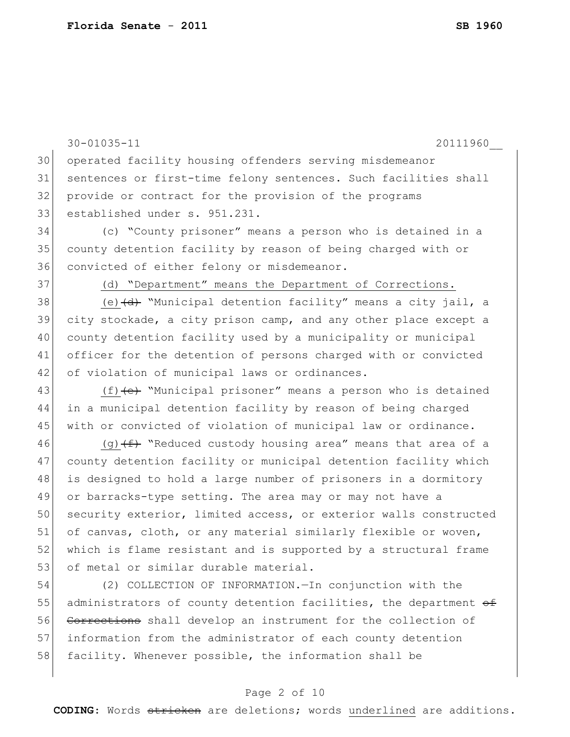30-01035-11 20111960__

operated facility housing offenders serving misdemeanor sentences or first-time felony sentences. Such facilities shall provide or contract for the provision of the programs established under s. 951.231.

(c) "County prisoner" means a person who is detained in a county detention facility by reason of being charged with or convicted of either felony or misdemeanor.

<u>(d) "Department" means the Department of Corrections.</u>

<u>(e)</u>~~(d)~~ "Municipal detention facility" means a city jail, a city stockade, a city prison camp, and any other place except a county detention facility used by a municipality or municipal officer for the detention of persons charged with or convicted of violation of municipal laws or ordinances.

<u>(f)</u>~~(e)~~ "Municipal prisoner" means a person who is detained in a municipal detention facility by reason of being charged with or convicted of violation of municipal law or ordinance.

<u>(g)</u>~~(f)~~ "Reduced custody housing area" means that area of a county detention facility or municipal detention facility which is designed to hold a large number of prisoners in a dormitory or barracks-type setting. The area may or may not have a security exterior, limited access, or exterior walls constructed of canvas, cloth, or any material similarly flexible or woven, which is flame resistant and is supported by a structural frame of metal or similar durable material.

(2) COLLECTION OF INFORMATION.—In conjunction with the administrators of county detention facilities, the department ~~of Corrections~~ shall develop an instrument for the collection of information from the administrator of each county detention facility. Whenever possible, the information shall be

**CODING:** Words ~~stricken~~ are deletions; words <u>underlined</u> are additions.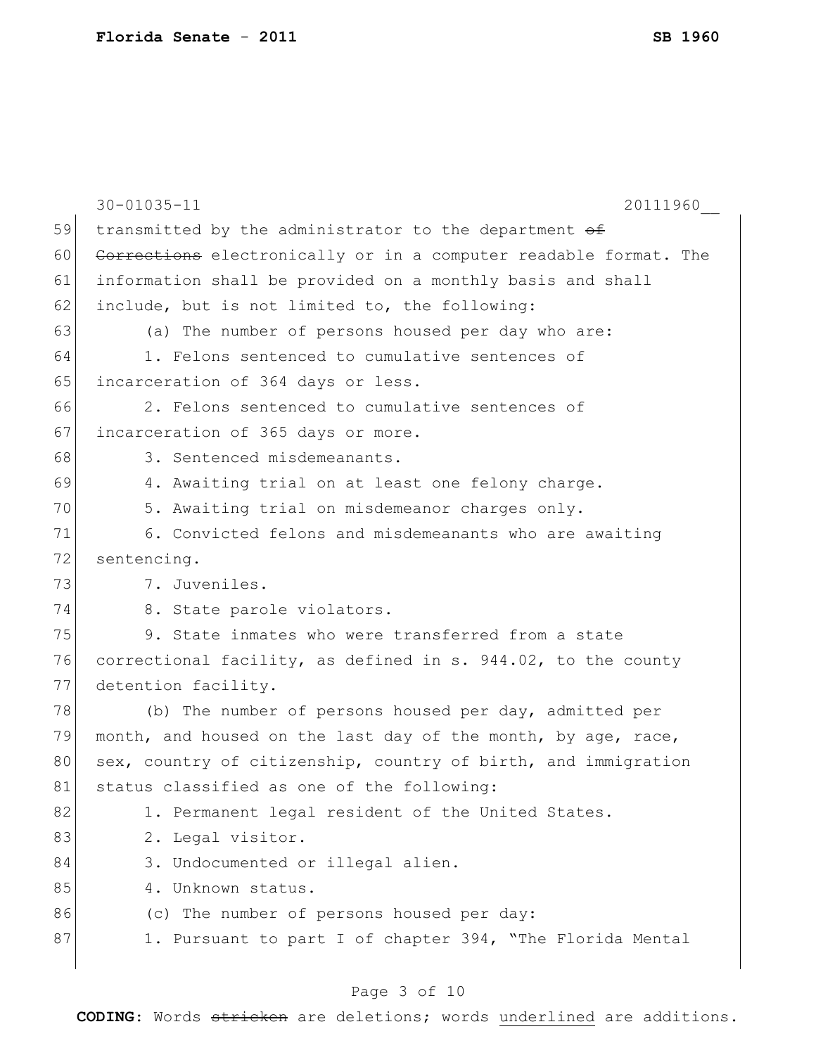transmitted by the administrator to the department ~~of Corrections~~ electronically or in a computer readable format. The information shall be provided on a monthly basis and shall include, but is not limited to, the following:

(a) The number of persons housed per day who are:

1. Felons sentenced to cumulative sentences of incarceration of 364 days or less.

2. Felons sentenced to cumulative sentences of incarceration of 365 days or more.

3. Sentenced misdemeanants.

4. Awaiting trial on at least one felony charge.

5. Awaiting trial on misdemeanor charges only.

6. Convicted felons and misdemeanants who are awaiting sentencing.

7. Juveniles.

8. State parole violators.

9. State inmates who were transferred from a state correctional facility, as defined in s. 944.02, to the county detention facility.

(b) The number of persons housed per day, admitted per month, and housed on the last day of the month, by age, race, sex, country of citizenship, country of birth, and immigration status classified as one of the following:

1. Permanent legal resident of the United States.

2. Legal visitor.

3. Undocumented or illegal alien.

4. Unknown status.

(c) The number of persons housed per day:

1. Pursuant to part I of chapter 394, "The Florida Mental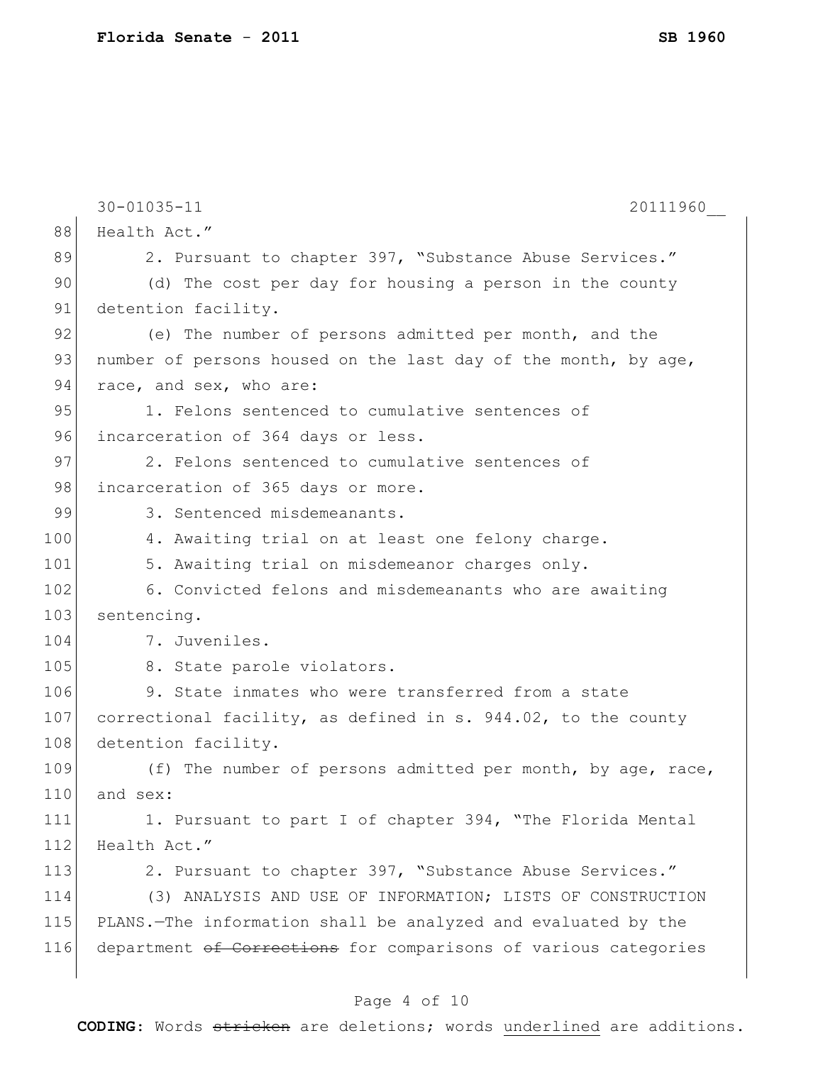30-01035-11 20111960__

Health Act."

2. Pursuant to chapter 397, "Substance Abuse Services."

(d) The cost per day for housing a person in the county detention facility.

(e) The number of persons admitted per month, and the number of persons housed on the last day of the month, by age, race, and sex, who are:

1. Felons sentenced to cumulative sentences of incarceration of 364 days or less.

2. Felons sentenced to cumulative sentences of incarceration of 365 days or more.

3. Sentenced misdemeanants.

4. Awaiting trial on at least one felony charge.

5. Awaiting trial on misdemeanor charges only.

6. Convicted felons and misdemeanants who are awaiting sentencing.

7. Juveniles.

8. State parole violators.

9. State inmates who were transferred from a state correctional facility, as defined in s. 944.02, to the county detention facility.

(f) The number of persons admitted per month, by age, race, and sex:

1. Pursuant to part I of chapter 394, "The Florida Mental Health Act."

2. Pursuant to chapter 397, "Substance Abuse Services."

(3) ANALYSIS AND USE OF INFORMATION; LISTS OF CONSTRUCTION PLANS.—The information shall be analyzed and evaluated by the department ~~of Corrections~~ for comparisons of various categories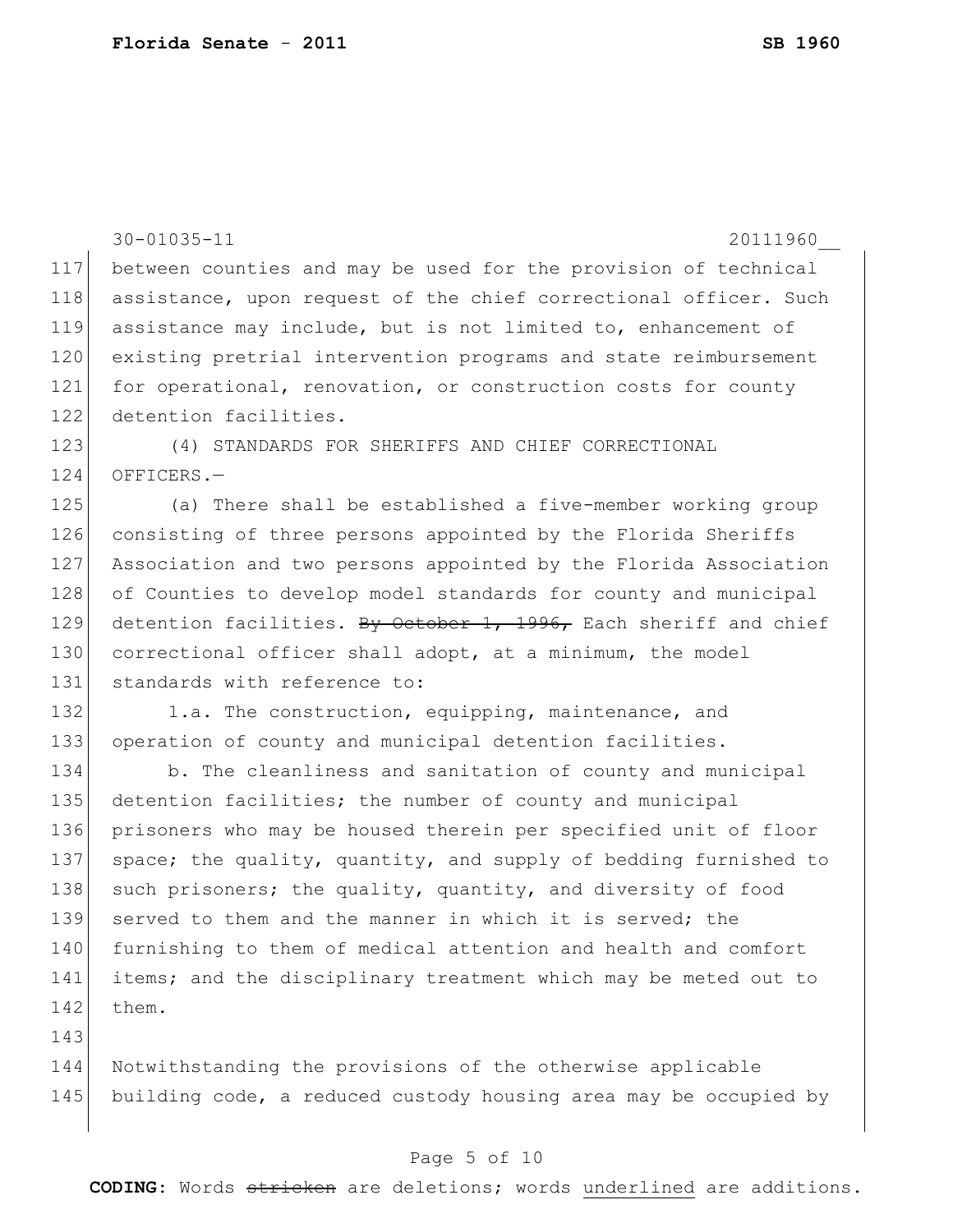between counties and may be used for the provision of technical assistance, upon request of the chief correctional officer. Such assistance may include, but is not limited to, enhancement of existing pretrial intervention programs and state reimbursement for operational, renovation, or construction costs for county detention facilities.

(4) STANDARDS FOR SHERIFFS AND CHIEF CORRECTIONAL OFFICERS.—

(a) There shall be established a five-member working group consisting of three persons appointed by the Florida Sheriffs Association and two persons appointed by the Florida Association of Counties to develop model standards for county and municipal detention facilities. ~~By October 1, 1996,~~ Each sheriff and chief correctional officer shall adopt, at a minimum, the model standards with reference to:

1.a. The construction, equipping, maintenance, and operation of county and municipal detention facilities.

b. The cleanliness and sanitation of county and municipal detention facilities; the number of county and municipal prisoners who may be housed therein per specified unit of floor space; the quality, quantity, and supply of bedding furnished to such prisoners; the quality, quantity, and diversity of food served to them and the manner in which it is served; the furnishing to them of medical attention and health and comfort items; and the disciplinary treatment which may be meted out to them.

Notwithstanding the provisions of the otherwise applicable building code, a reduced custody housing area may be occupied by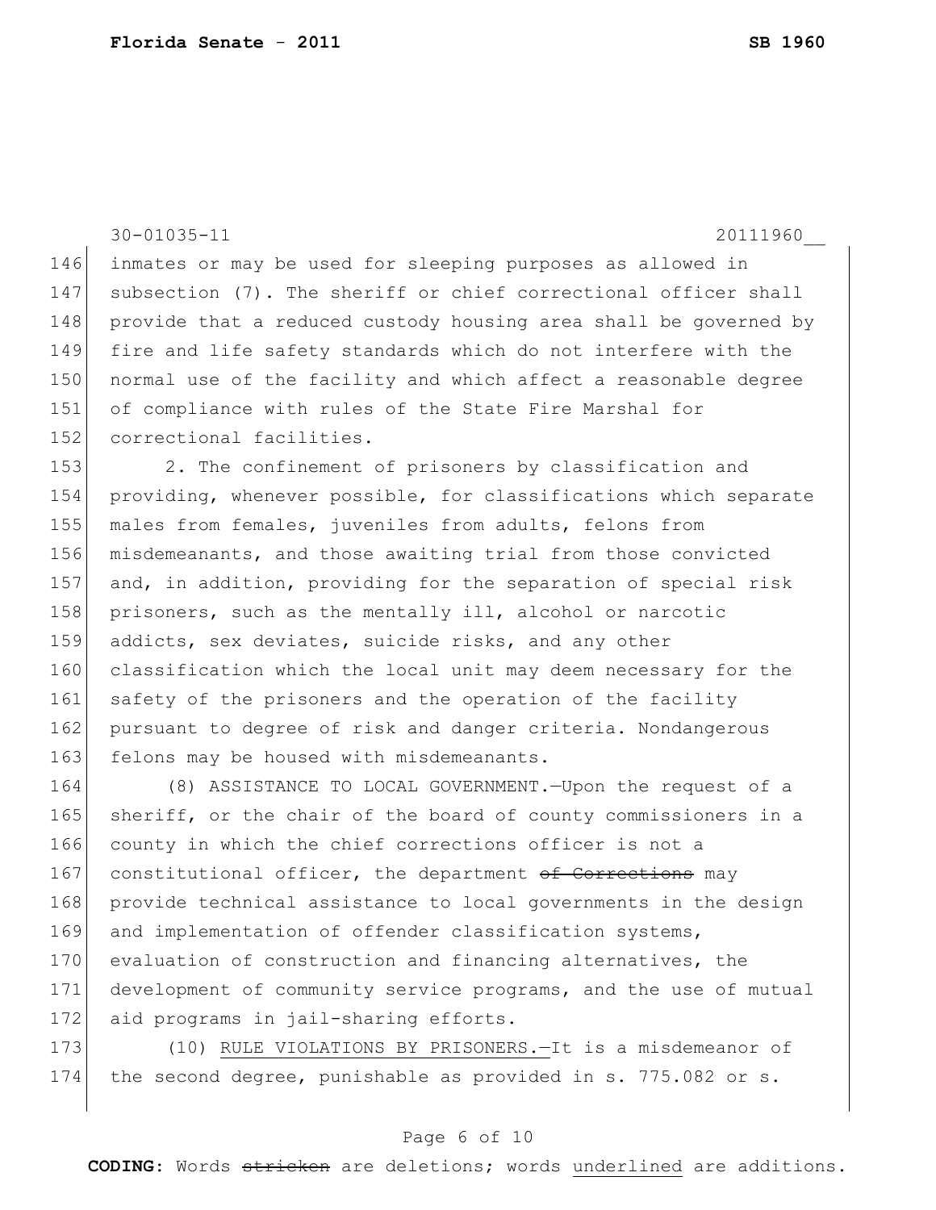inmates or may be used for sleeping purposes as allowed in subsection (7). The sheriff or chief correctional officer shall provide that a reduced custody housing area shall be governed by fire and life safety standards which do not interfere with the normal use of the facility and which affect a reasonable degree of compliance with rules of the State Fire Marshal for correctional facilities.

2. The confinement of prisoners by classification and providing, whenever possible, for classifications which separate males from females, juveniles from adults, felons from misdemeanants, and those awaiting trial from those convicted and, in addition, providing for the separation of special risk prisoners, such as the mentally ill, alcohol or narcotic addicts, sex deviates, suicide risks, and any other classification which the local unit may deem necessary for the safety of the prisoners and the operation of the facility pursuant to degree of risk and danger criteria. Nondangerous felons may be housed with misdemeanants.

(8) ASSISTANCE TO LOCAL GOVERNMENT.—Upon the request of a sheriff, or the chair of the board of county commissioners in a county in which the chief corrections officer is not a constitutional officer, the department ~~of Corrections~~ may provide technical assistance to local governments in the design and implementation of offender classification systems, evaluation of construction and financing alternatives, the development of community service programs, and the use of mutual aid programs in jail-sharing efforts.

(10) <u>RULE VIOLATIONS BY PRISONERS.</u>—It is a misdemeanor of the second degree, punishable as provided in s. 775.082 or s.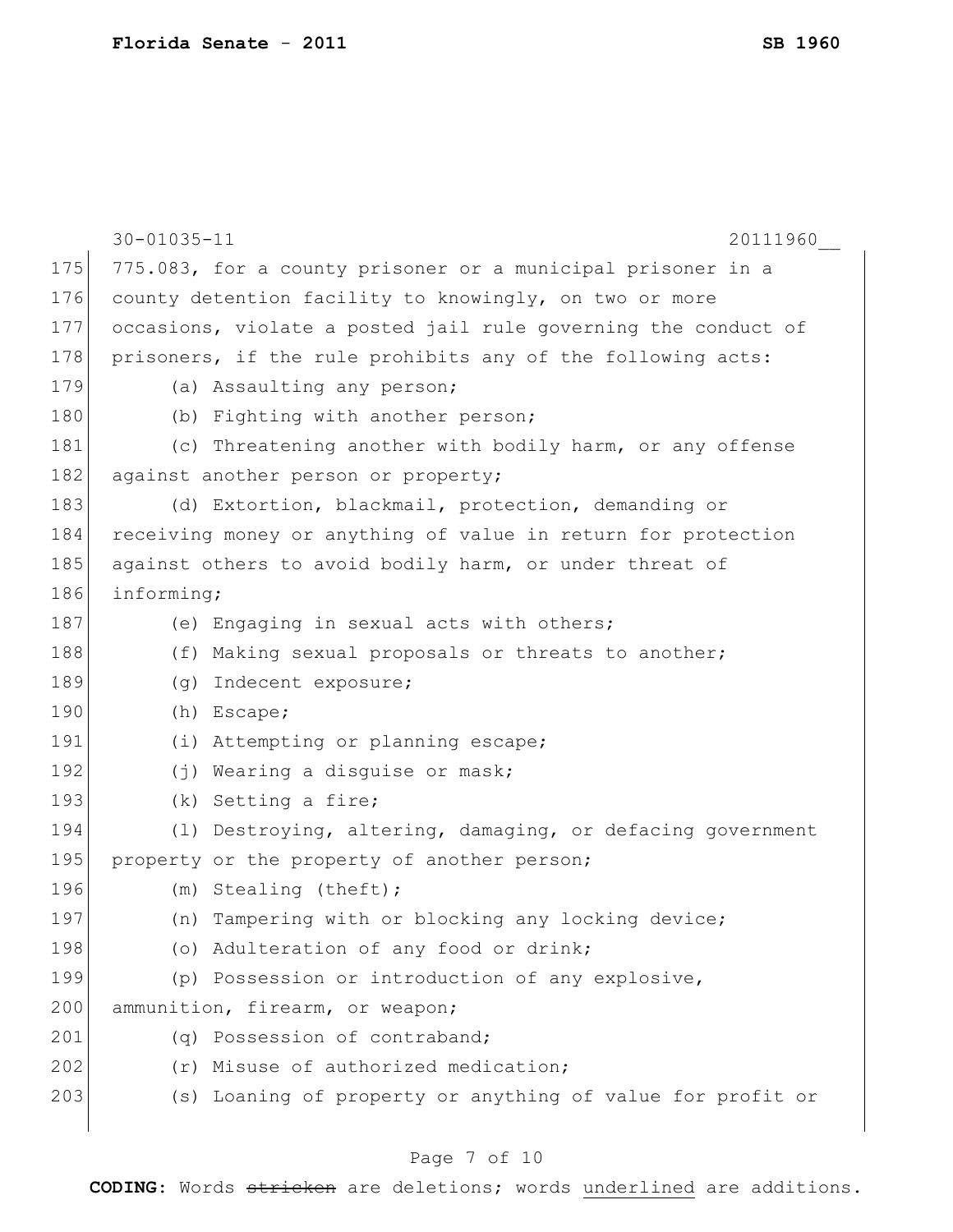775.083, for a county prisoner or a municipal prisoner in a county detention facility to knowingly, on two or more occasions, violate a posted jail rule governing the conduct of prisoners, if the rule prohibits any of the following acts:

(a) Assaulting any person;

(b) Fighting with another person;

(c) Threatening another with bodily harm, or any offense against another person or property;

(d) Extortion, blackmail, protection, demanding or receiving money or anything of value in return for protection against others to avoid bodily harm, or under threat of informing;

(e) Engaging in sexual acts with others;

(f) Making sexual proposals or threats to another;

(g) Indecent exposure;

(h) Escape;

(i) Attempting or planning escape;

(j) Wearing a disguise or mask;

(k) Setting a fire;

(l) Destroying, altering, damaging, or defacing government property or the property of another person;

(m) Stealing (theft);

(n) Tampering with or blocking any locking device;

(o) Adulteration of any food or drink;

(p) Possession or introduction of any explosive, ammunition, firearm, or weapon;

(q) Possession of contraband;

(r) Misuse of authorized medication;

(s) Loaning of property or anything of value for profit or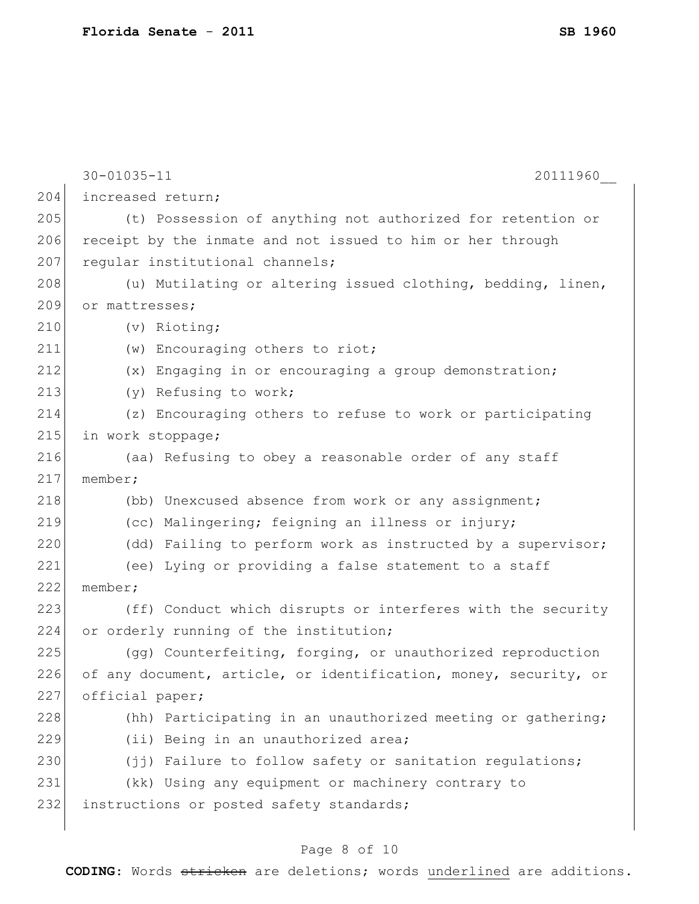increased return;

(t) Possession of anything not authorized for retention or receipt by the inmate and not issued to him or her through regular institutional channels;

(u) Mutilating or altering issued clothing, bedding, linen, or mattresses;

(v) Rioting;

(w) Encouraging others to riot;

(x) Engaging in or encouraging a group demonstration;

(y) Refusing to work;

(z) Encouraging others to refuse to work or participating in work stoppage;

(aa) Refusing to obey a reasonable order of any staff member;

(bb) Unexcused absence from work or any assignment;

(cc) Malingering; feigning an illness or injury;

(dd) Failing to perform work as instructed by a supervisor;

(ee) Lying or providing a false statement to a staff member;

(ff) Conduct which disrupts or interferes with the security or orderly running of the institution;

(gg) Counterfeiting, forging, or unauthorized reproduction of any document, article, or identification, money, security, or official paper;

(hh) Participating in an unauthorized meeting or gathering;

(ii) Being in an unauthorized area;

(jj) Failure to follow safety or sanitation regulations;

(kk) Using any equipment or machinery contrary to instructions or posted safety standards;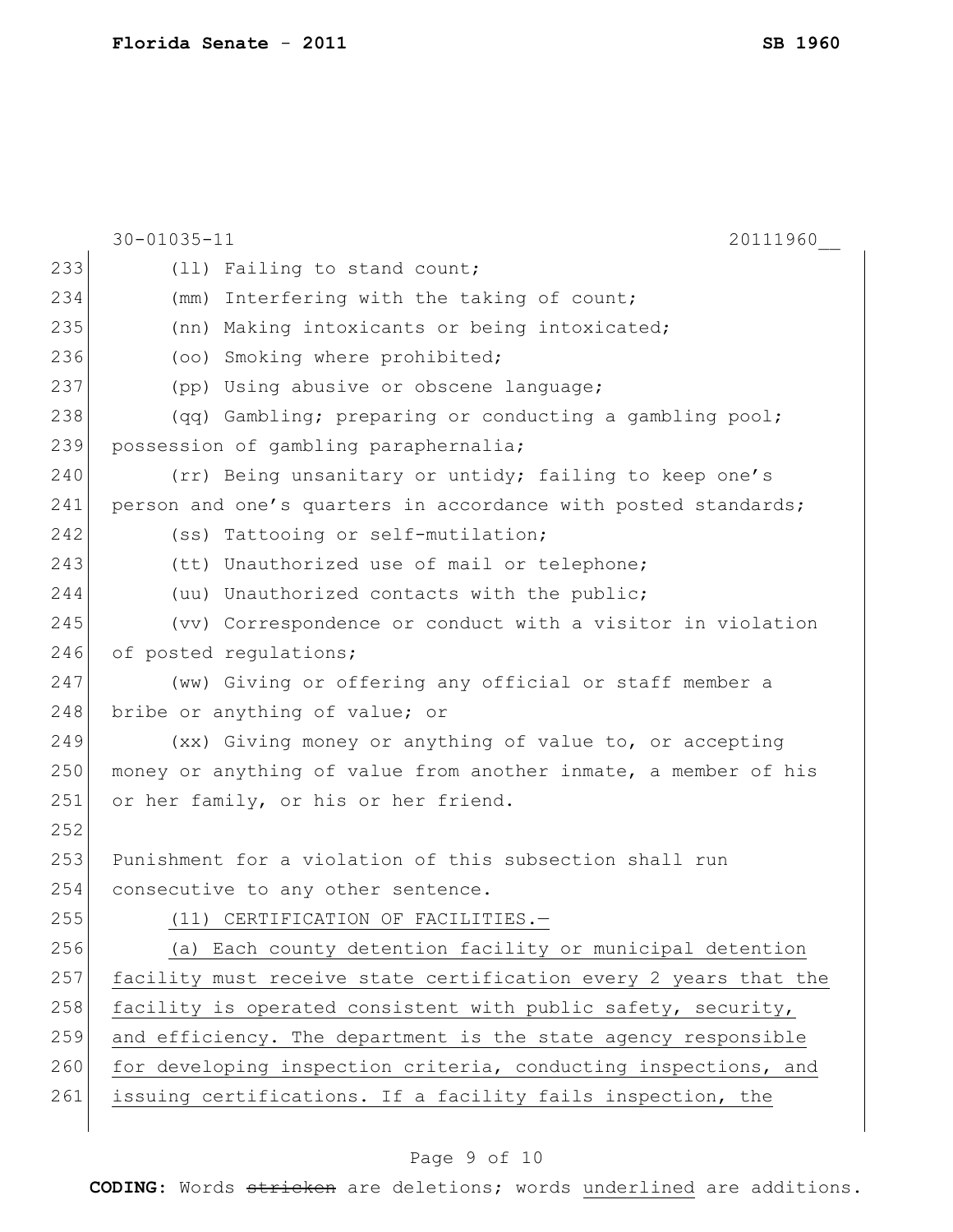30-01035-11 20111960__

(ll) Failing to stand count;

(mm) Interfering with the taking of count;

(nn) Making intoxicants or being intoxicated;

(oo) Smoking where prohibited;

(pp) Using abusive or obscene language;

(qq) Gambling; preparing or conducting a gambling pool; possession of gambling paraphernalia;

(rr) Being unsanitary or untidy; failing to keep one's person and one's quarters in accordance with posted standards;

(ss) Tattooing or self-mutilation;

(tt) Unauthorized use of mail or telephone;

(uu) Unauthorized contacts with the public;

(vv) Correspondence or conduct with a visitor in violation of posted regulations;

(ww) Giving or offering any official or staff member a bribe or anything of value; or

(xx) Giving money or anything of value to, or accepting money or anything of value from another inmate, a member of his or her family, or his or her friend.

Punishment for a violation of this subsection shall run consecutive to any other sentence.

<u>(11) CERTIFICATION OF FACILITIES.—</u>

<u>(a) Each county detention facility or municipal detention facility must receive state certification every 2 years that the facility is operated consistent with public safety, security, and efficiency. The department is the state agency responsible for developing inspection criteria, conducting inspections, and issuing certifications. If a facility fails inspection, the</u>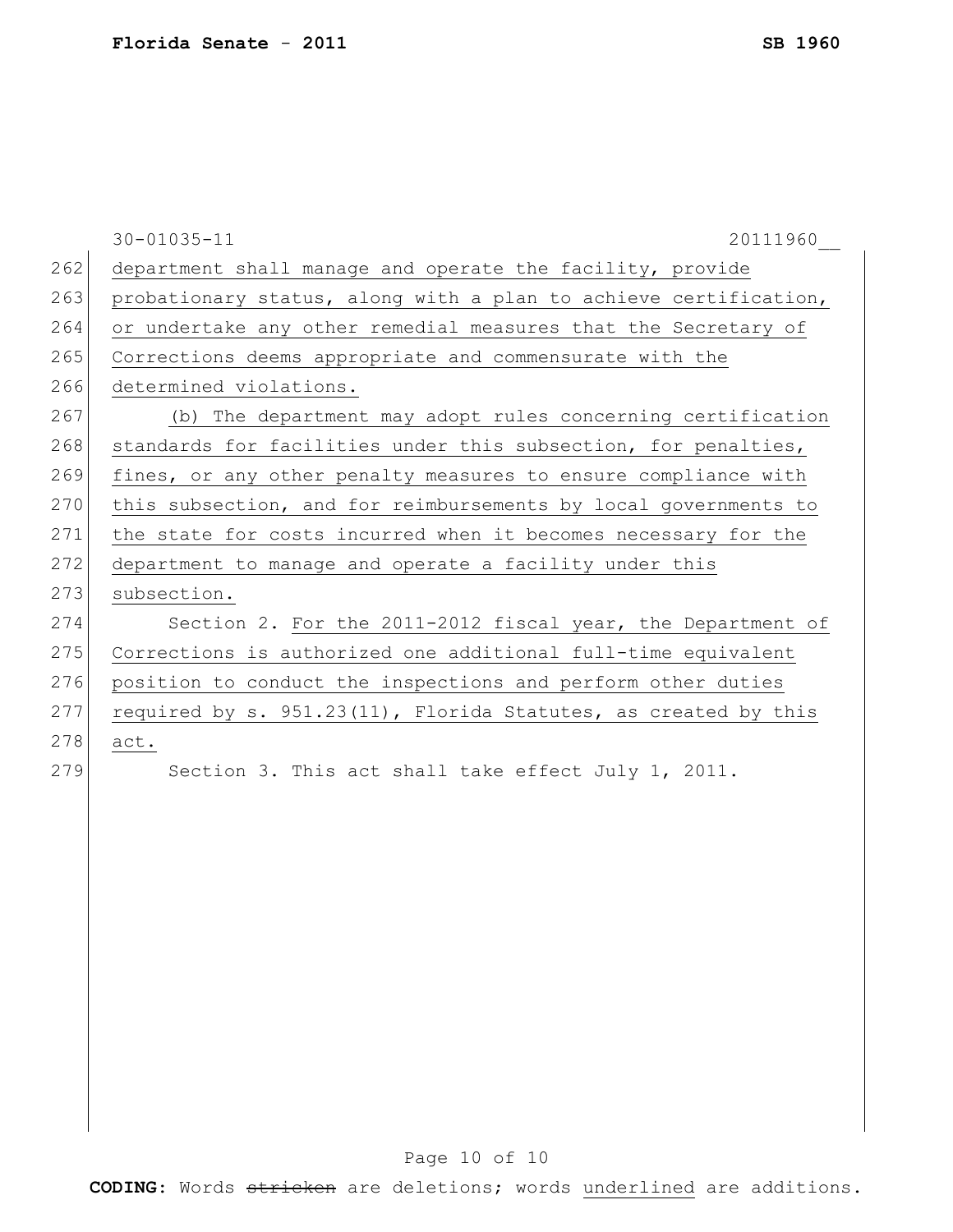department shall manage and operate the facility, provide probationary status, along with a plan to achieve certification, or undertake any other remedial measures that the Secretary of Corrections deems appropriate and commensurate with the determined violations.

(b) The department may adopt rules concerning certification standards for facilities under this subsection, for penalties, fines, or any other penalty measures to ensure compliance with this subsection, and for reimbursements by local governments to the state for costs incurred when it becomes necessary for the department to manage and operate a facility under this subsection.

Section 2. For the 2011-2012 fiscal year, the Department of Corrections is authorized one additional full-time equivalent position to conduct the inspections and perform other duties required by s. 951.23(11), Florida Statutes, as created by this act.

Section 3. This act shall take effect July 1, 2011.